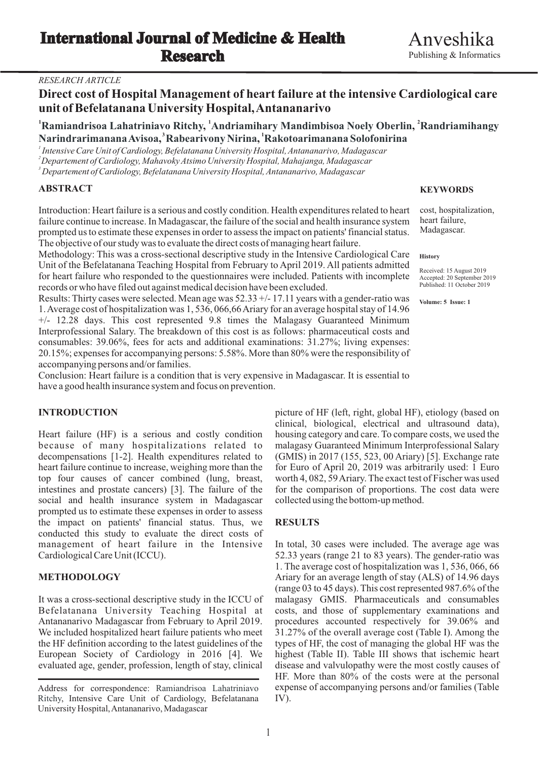RESEARCH ARTICLE

# Direct cost of Hospital Management of heart failure at the intensive Cardiological care unit of Befelatanana University Hospital, Antananarivo

**[1]Ramiandrisoa Lahatriniavo Ritchy, [1]Andriamihary Mandimbisoa Noely Oberlin, [2]Randriamihangy Narindrarimanana Avisoa, [3]Rabearivony Nirina, [1]Rakotoarimanana Solofonirina**

*[1] Intensive Care Unit of Cardiology, Befelatanana University Hospital, Antananarivo, Madagascar*
*[2] Departement of Cardiology, Mahavoky Atsimo University Hospital, Mahajanga, Madagascar*
*[3] Departement of Cardiology, Befelatanana University Hospital, Antananarivo, Madagascar*

## ABSTRACT

Introduction: Heart failure is a serious and costly condition. Health expenditures related to heart failure continue to increase. In Madagascar, the failure of the social and health insurance system prompted us to estimate these expenses in order to assess the impact on patients' financial status. The objective of our study was to evaluate the direct costs of managing heart failure.

Methodology: This was a cross-sectional descriptive study in the Intensive Cardiological Care Unit of the Befelatanana Teaching Hospital from February to April 2019. All patients admitted for heart failure who responded to the questionnaires were included. Patients with incomplete records or who have filed out against medical decision have been excluded.

Results: Thirty cases were selected. Mean age was 52.33 +/- 17.11 years with a gender-ratio was 1. Average cost of hospitalization was 1, 536, 066,66 Ariary for an average hospital stay of 14.96 +/- 12.28 days. This cost represented 9.8 times the Malagasy Guaranteed Minimum Interprofessional Salary. The breakdown of this cost is as follows: pharmaceutical costs and consumables: 39.06%, fees for acts and additional examinations: 31.27%; living expenses: 20.15%; expenses for accompanying persons: 5.58%. More than 80% were the responsibility of accompanying persons and/or families.

Conclusion: Heart failure is a condition that is very expensive in Madagascar. It is essential to have a good health insurance system and focus on prevention.

## KEYWORDS

cost, hospitalization, heart failure, Madagascar.

**History**

Received: 15 August 2019
Accepted: 20 September 2019
Published: 11 October 2019

## INTRODUCTION

Heart failure (HF) is a serious and costly condition because of many hospitalizations related to decompensations [1-2]. Health expenditures related to heart failure continue to increase, weighing more than the top four causes of cancer combined (lung, breast, intestines and prostate cancers) [3]. The failure of the social and health insurance system in Madagascar prompted us to estimate these expenses in order to assess the impact on patients' financial status. Thus, we conducted this study to evaluate the direct costs of management of heart failure in the Intensive Cardiological Care Unit (ICCU).

## METHODOLOGY

It was a cross-sectional descriptive study in the ICCU of Befelatanana University Teaching Hospital at Antananarivo Madagascar from February to April 2019. We included hospitalized heart failure patients who meet the HF definition according to the latest guidelines of the European Society of Cardiology in 2016 [4]. We evaluated age, gender, profession, length of stay, clinical picture of HF (left, right, global HF), etiology (based on clinical, biological, electrical and ultrasound data), housing category and care. To compare costs, we used the malagasy Guaranteed Minimum Interprofessional Salary (GMIS) in 2017 (155, 523, 00 Ariary) [5]. Exchange rate for Euro of April 20, 2019 was arbitrarily used: 1 Euro worth 4, 082, 59 Ariary. The exact test of Fischer was used for the comparison of proportions. The cost data were collected using the bottom-up method.

## RESULTS

In total, 30 cases were included. The average age was 52.33 years (range 21 to 83 years). The gender-ratio was 1. The average cost of hospitalization was 1, 536, 066, 66 Ariary for an average length of stay (ALS) of 14.96 days (range 03 to 45 days). This cost represented 987.6% of the malagasy GMIS. Pharmaceuticals and consumables costs, and those of supplementary examinations and procedures accounted respectively for 39.06% and 31.27% of the overall average cost (Table I). Among the types of HF, the cost of managing the global HF was the highest (Table II). Table III shows that ischemic heart disease and valvulopathy were the most costly causes of HF. More than 80% of the costs were at the personal expense of accompanying persons and/or families (Table IV).

Address for correspondence: Ramiandrisoa Lahatriniavo Ritchy, Intensive Care Unit of Cardiology, Befelatanana University Hospital, Antananarivo, Madagascar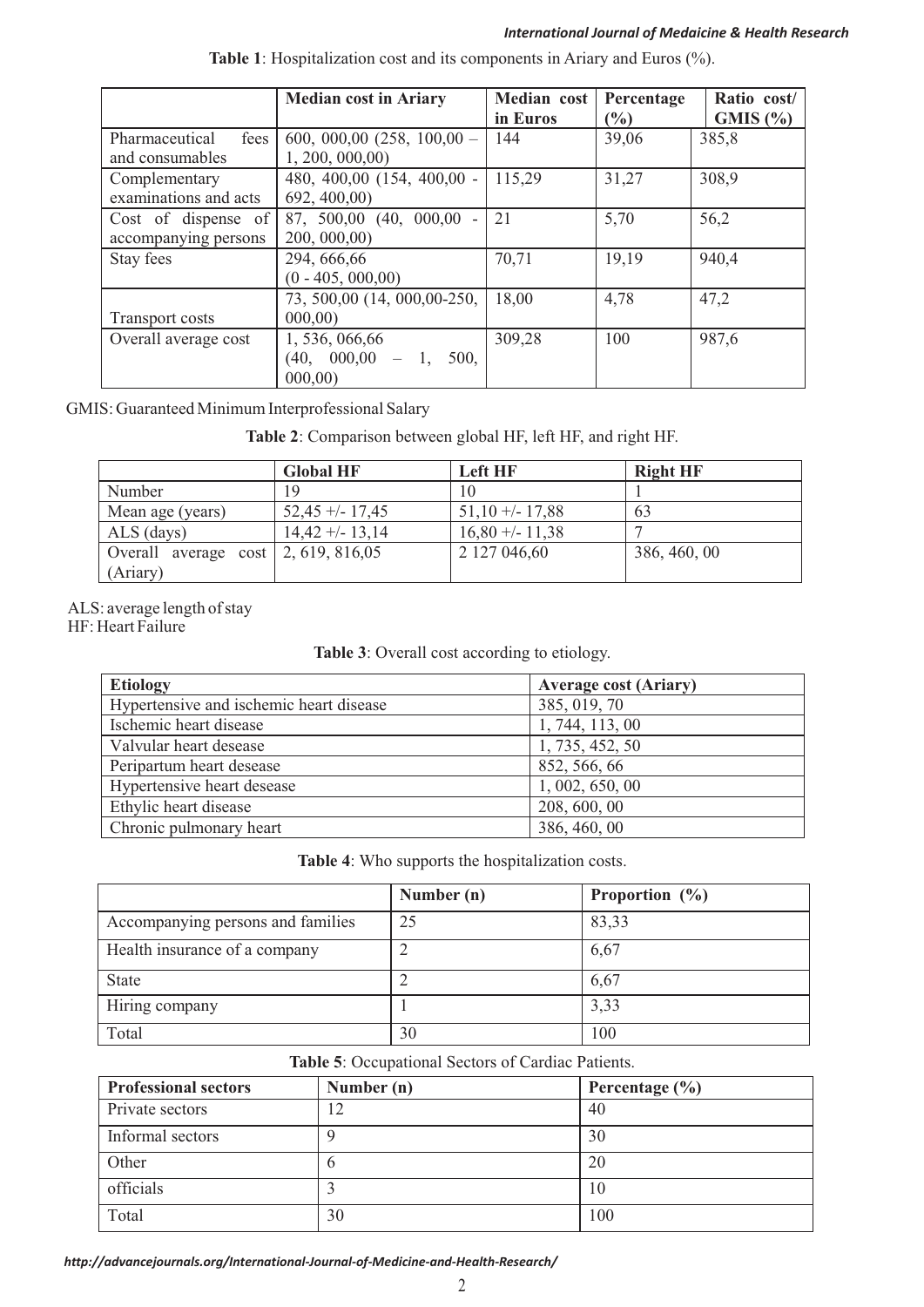**Table 1**: Hospitalization cost and its components in Ariary and Euros (%).

| | Median cost in Ariary | Median cost in Euros | Percentage (%) | Ratio cost/ GMIS (%) |
|---|---|---|---|---|
| Pharmaceutical fees and consumables | 600, 000,00 (258, 100,00 – 1, 200, 000,00) | 144 | 39,06 | 385,8 |
| Complementary examinations and acts | 480, 400,00 (154, 400,00 - 692, 400,00) | 115,29 | 31,27 | 308,9 |
| Cost of dispense of accompanying persons | 87, 500,00 (40, 000,00 - 200, 000,00) | 21 | 5,70 | 56,2 |
| Stay fees | 294, 666,66 (0 - 405, 000,00) | 70,71 | 19,19 | 940,4 |
| Transport costs | 73, 500,00 (14, 000,00-250, 000,00) | 18,00 | 4,78 | 47,2 |
| Overall average cost | 1, 536, 066,66 (40, 000,00 – 1, 500, 000,00) | 309,28 | 100 | 987,6 |

GMIS: Guaranteed Minimum Interprofessional Salary

**Table 2**: Comparison between global HF, left HF, and right HF.

| | Global HF | Left HF | Right HF |
|---|---|---|---|
| Number | 19 | 10 | 1 |
| Mean age (years) | 52,45 +/- 17,45 | 51,10 +/- 17,88 | 63 |
| ALS (days) | 14,42 +/- 13,14 | 16,80 +/- 11,38 | 7 |
| Overall average cost (Ariary) | 2, 619, 816,05 | 2 127 046,60 | 386, 460, 00 |

ALS: average length of stay
HF: Heart Failure

**Table 3**: Overall cost according to etiology.

| Etiology | Average cost (Ariary) |
|---|---|
| Hypertensive and ischemic heart disease | 385, 019, 70 |
| Ischemic heart disease | 1, 744, 113, 00 |
| Valvular heart desease | 1, 735, 452, 50 |
| Peripartum heart desease | 852, 566, 66 |
| Hypertensive heart desease | 1, 002, 650, 00 |
| Ethylic heart disease | 208, 600, 00 |
| Chronic pulmonary heart | 386, 460, 00 |

**Table 4**: Who supports the hospitalization costs.

| | Number (n) | Proportion (%) |
|---|---|---|
| Accompanying persons and families | 25 | 83,33 |
| Health insurance of a company | 2 | 6,67 |
| State | 2 | 6,67 |
| Hiring company | 1 | 3,33 |
| Total | 30 | 100 |

**Table 5**: Occupational Sectors of Cardiac Patients.

| Professional sectors | Number (n) | Percentage (%) |
|---|---|---|
| Private sectors | 12 | 40 |
| Informal sectors | 9 | 30 |
| Other | 6 | 20 |
| officials | 3 | 10 |
| Total | 30 | 100 |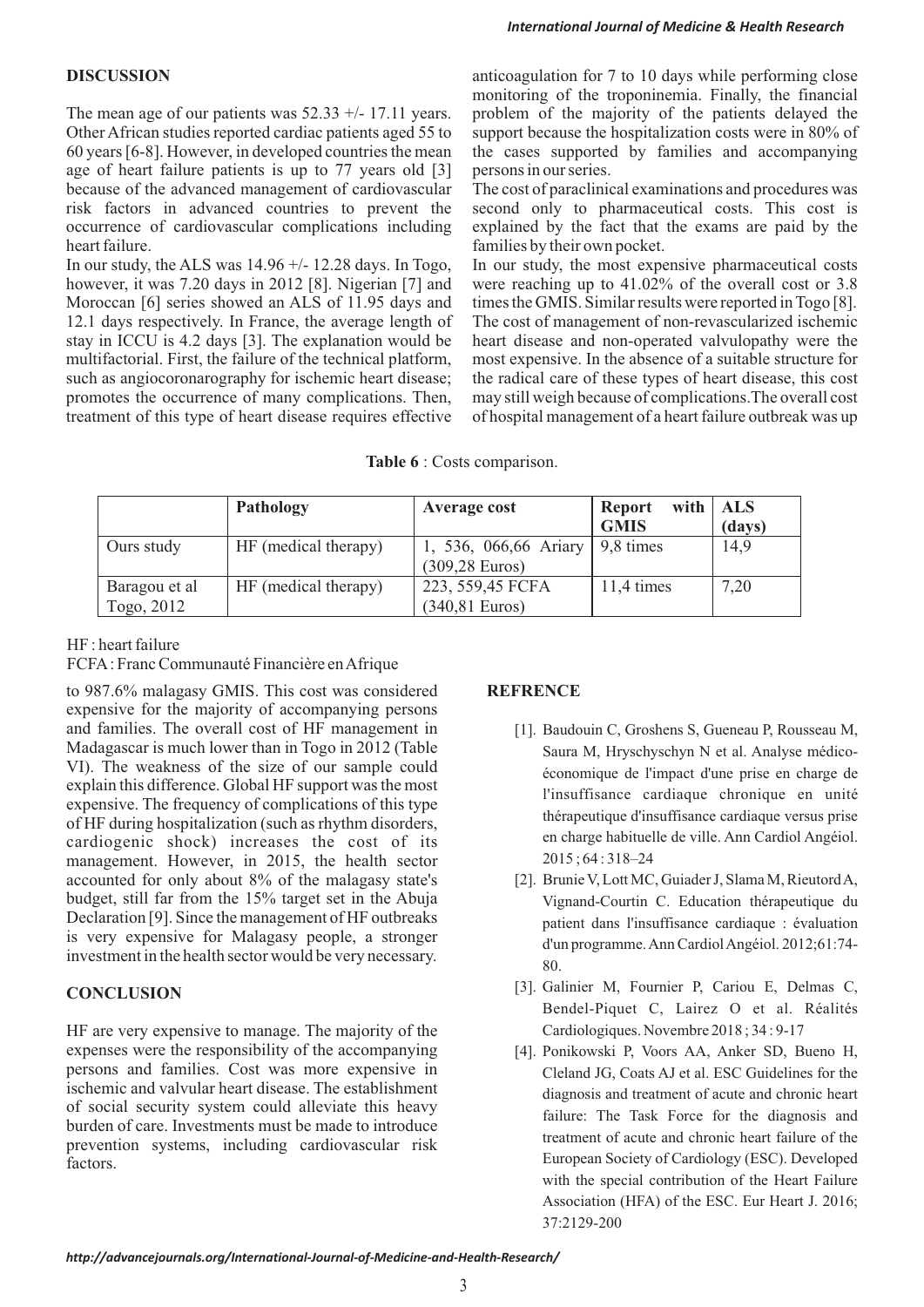## DISCUSSION

The mean age of our patients was 52.33 +/- 17.11 years. Other African studies reported cardiac patients aged 55 to 60 years [6-8]. However, in developed countries the mean age of heart failure patients is up to 77 years old [3] because of the advanced management of cardiovascular risk factors in advanced countries to prevent the occurrence of cardiovascular complications including heart failure.

In our study, the ALS was 14.96 +/- 12.28 days. In Togo, however, it was 7.20 days in 2012 [8]. Nigerian [7] and Moroccan [6] series showed an ALS of 11.95 days and 12.1 days respectively. In France, the average length of stay in ICCU is 4.2 days [3]. The explanation would be multifactorial. First, the failure of the technical platform, such as angiocoronarography for ischemic heart disease; promotes the occurrence of many complications. Then, treatment of this type of heart disease requires effective anticoagulation for 7 to 10 days while performing close monitoring of the troponinemia. Finally, the financial problem of the majority of the patients delayed the support because the hospitalization costs were in 80% of the cases supported by families and accompanying persons in our series.

The cost of paraclinical examinations and procedures was second only to pharmaceutical costs. This cost is explained by the fact that the exams are paid by the families by their own pocket.

In our study, the most expensive pharmaceutical costs were reaching up to 41.02% of the overall cost or 3.8 times the GMIS. Similar results were reported in Togo [8]. The cost of management of non-revascularized ischemic heart disease and non-operated valvulopathy were the most expensive. In the absence of a suitable structure for the radical care of these types of heart disease, this cost may still weigh because of complications. The overall cost of hospital management of a heart failure outbreak was up to 987.6% malagasy GMIS. This cost was considered expensive for the majority of accompanying persons and families. The overall cost of HF management in Madagascar is much lower than in Togo in 2012 (Table VI). The weakness of the size of our sample could explain this difference. Global HF support was the most expensive. The frequency of complications of this type of HF during hospitalization (such as rhythm disorders, cardiogenic shock) increases the cost of its management. However, in 2015, the health sector accounted for only about 8% of the malagasy state's budget, still far from the 15% target set in the Abuja Declaration [9]. Since the management of HF outbreaks is very expensive for Malagasy people, a stronger investment in the health sector would be very necessary.

**Table 6** : Costs comparison.

| | Pathology | Average cost | Report with GMIS | ALS (days) |
|---|---|---|---|---|
| Ours study | HF (medical therapy) | 1, 536, 066,66 Ariary (309,28 Euros) | 9,8 times | 14,9 |
| Baragou et al Togo, 2012 | HF (medical therapy) | 223, 559,45 FCFA (340,81 Euros) | 11,4 times | 7,20 |

HF : heart failure

FCFA : Franc Communauté Financière en Afrique

## CONCLUSION

HF are very expensive to manage. The majority of the expenses were the responsibility of the accompanying persons and families. Cost was more expensive in ischemic and valvular heart disease. The establishment of social security system could alleviate this heavy burden of care. Investments must be made to introduce prevention systems, including cardiovascular risk factors.

## REFRENCE

[1]. Baudouin C, Groshens S, Gueneau P, Rousseau M, Saura M, Hryschyschyn N et al. Analyse médico-économique de l'impact d'une prise en charge de l'insuffisance cardiaque chronique en unité thérapeutique d'insuffisance cardiaque versus prise en charge habituelle de ville. Ann Cardiol Angéiol. 2015 ; 64 : 318–24

[2]. Brunie V, Lott MC, Guiader J, Slama M, Rieutord A, Vignand-Courtin C. Education thérapeutique du patient dans l'insuffisance cardiaque : évaluation d'un programme. Ann Cardiol Angéiol. 2012;61:74-80.

[3]. Galinier M, Fournier P, Cariou E, Delmas C, Bendel-Piquet C, Lairez O et al. Réalités Cardiologiques. Novembre 2018 ; 34 : 9-17

[4]. Ponikowski P, Voors AA, Anker SD, Bueno H, Cleland JG, Coats AJ et al. ESC Guidelines for the diagnosis and treatment of acute and chronic heart failure: The Task Force for the diagnosis and treatment of acute and chronic heart failure of the European Society of Cardiology (ESC). Developed with the special contribution of the Heart Failure Association (HFA) of the ESC. Eur Heart J. 2016; 37:2129-200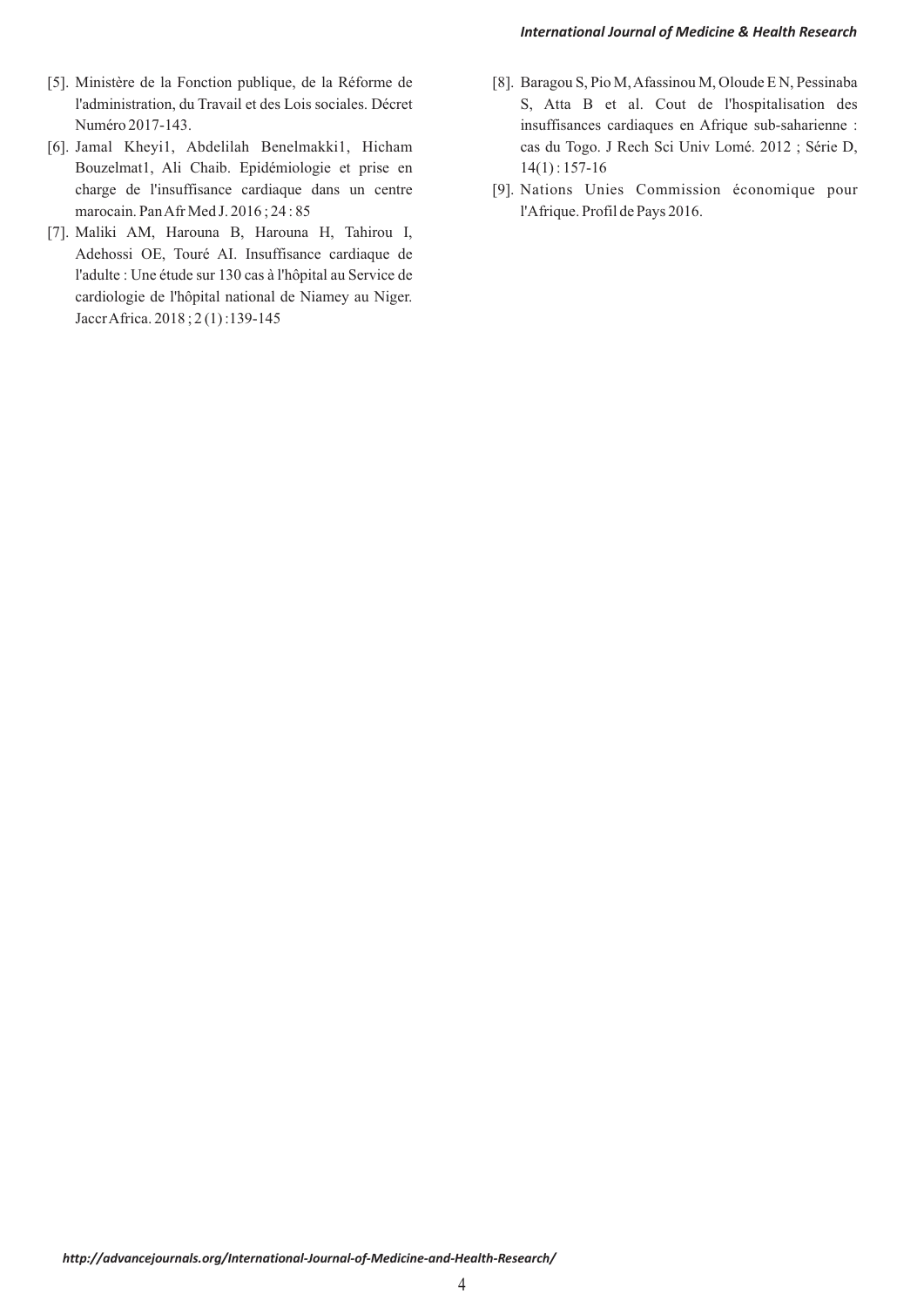[5]. Ministère de la Fonction publique, de la Réforme de l'administration, du Travail et des Lois sociales. Décret Numéro 2017-143.

[6]. Jamal Kheyi1, Abdelilah Benelmakki1, Hicham Bouzelmat1, Ali Chaib. Epidémiologie et prise en charge de l'insuffisance cardiaque dans un centre marocain. Pan Afr Med J. 2016 ; 24 : 85

[7]. Maliki AM, Harouna B, Harouna H, Tahirou I, Adehossi OE, Touré AI. Insuffisance cardiaque de l'adulte : Une étude sur 130 cas à l'hôpital au Service de cardiologie de l'hôpital national de Niamey au Niger. Jaccr Africa. 2018 ; 2 (1) :139-145

[8]. Baragou S, Pio M, Afassinou M, Oloude E N, Pessinaba S, Atta B et al. Cout de l'hospitalisation des insuffisances cardiaques en Afrique sub-saharienne : cas du Togo. J Rech Sci Univ Lomé. 2012 ; Série D, 14(1) : 157-16

[9]. Nations Unies Commission économique pour l'Afrique. Profil de Pays 2016.